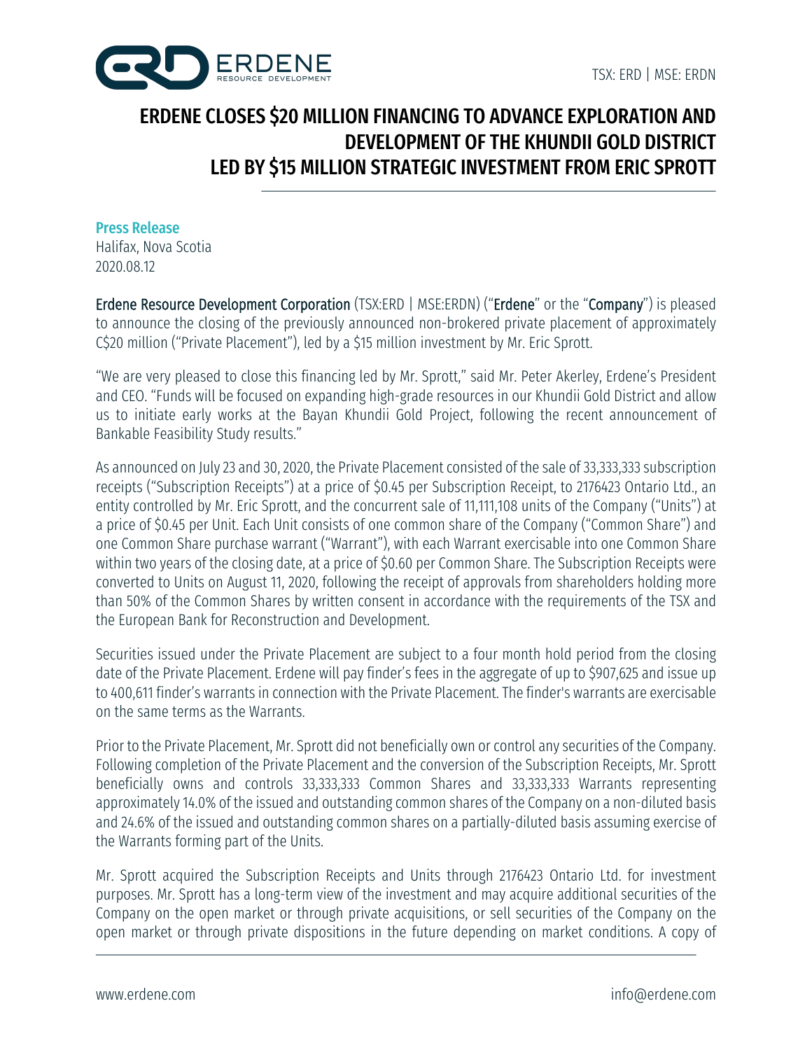TSX: ERD | MSE: ERDN

# ERDENE CLOSES $20 MILLION FINANCING TO ADVANCE EXPLORATION AND DEVELOPMENT OF THE KHUNDII GOLD DISTRICT LED BY $15 MILLION STRATEGIC INVESTMENT FROM ERIC SPROTT

**Press Release**
Halifax, Nova Scotia
2020.08.12

**Erdene Resource Development Corporation** (TSX:ERD | MSE:ERDN) ("**Erdene**" or the "**Company**") is pleased to announce the closing of the previously announced non-brokered private placement of approximately C$20 million ("Private Placement"), led by a $15 million investment by Mr. Eric Sprott.

"We are very pleased to close this financing led by Mr. Sprott," said Mr. Peter Akerley, Erdene's President and CEO. "Funds will be focused on expanding high-grade resources in our Khundii Gold District and allow us to initiate early works at the Bayan Khundii Gold Project, following the recent announcement of Bankable Feasibility Study results."

As announced on July 23 and 30, 2020, the Private Placement consisted of the sale of 33,333,333 subscription receipts ("Subscription Receipts") at a price of $0.45 per Subscription Receipt, to 2176423 Ontario Ltd., an entity controlled by Mr. Eric Sprott, and the concurrent sale of 11,111,108 units of the Company ("Units") at a price of $0.45 per Unit. Each Unit consists of one common share of the Company ("Common Share") and one Common Share purchase warrant ("Warrant"), with each Warrant exercisable into one Common Share within two years of the closing date, at a price of $0.60 per Common Share. The Subscription Receipts were converted to Units on August 11, 2020, following the receipt of approvals from shareholders holding more than 50% of the Common Shares by written consent in accordance with the requirements of the TSX and the European Bank for Reconstruction and Development.

Securities issued under the Private Placement are subject to a four month hold period from the closing date of the Private Placement. Erdene will pay finder's fees in the aggregate of up to $907,625 and issue up to 400,611 finder's warrants in connection with the Private Placement. The finder's warrants are exercisable on the same terms as the Warrants.

Prior to the Private Placement, Mr. Sprott did not beneficially own or control any securities of the Company. Following completion of the Private Placement and the conversion of the Subscription Receipts, Mr. Sprott beneficially owns and controls 33,333,333 Common Shares and 33,333,333 Warrants representing approximately 14.0% of the issued and outstanding common shares of the Company on a non-diluted basis and 24.6% of the issued and outstanding common shares on a partially-diluted basis assuming exercise of the Warrants forming part of the Units.

Mr. Sprott acquired the Subscription Receipts and Units through 2176423 Ontario Ltd. for investment purposes. Mr. Sprott has a long-term view of the investment and may acquire additional securities of the Company on the open market or through private acquisitions, or sell securities of the Company on the open market or through private dispositions in the future depending on market conditions. A copy of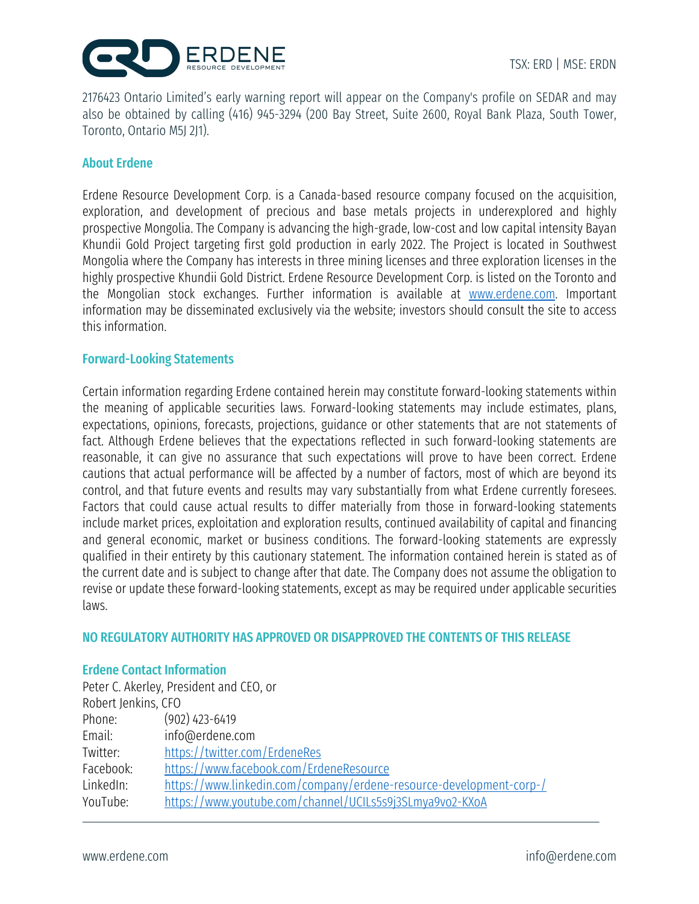2176423 Ontario Limited's early warning report will appear on the Company's profile on SEDAR and may also be obtained by calling (416) 945-3294 (200 Bay Street, Suite 2600, Royal Bank Plaza, South Tower, Toronto, Ontario M5J 2J1).

## About Erdene

Erdene Resource Development Corp. is a Canada-based resource company focused on the acquisition, exploration, and development of precious and base metals projects in underexplored and highly prospective Mongolia. The Company is advancing the high-grade, low-cost and low capital intensity Bayan Khundii Gold Project targeting first gold production in early 2022. The Project is located in Southwest Mongolia where the Company has interests in three mining licenses and three exploration licenses in the highly prospective Khundii Gold District. Erdene Resource Development Corp. is listed on the Toronto and the Mongolian stock exchanges. Further information is available at [www.erdene.com](http://www.erdene.com). Important information may be disseminated exclusively via the website; investors should consult the site to access this information.

## Forward-Looking Statements

Certain information regarding Erdene contained herein may constitute forward-looking statements within the meaning of applicable securities laws. Forward-looking statements may include estimates, plans, expectations, opinions, forecasts, projections, guidance or other statements that are not statements of fact. Although Erdene believes that the expectations reflected in such forward-looking statements are reasonable, it can give no assurance that such expectations will prove to have been correct. Erdene cautions that actual performance will be affected by a number of factors, most of which are beyond its control, and that future events and results may vary substantially from what Erdene currently foresees. Factors that could cause actual results to differ materially from those in forward-looking statements include market prices, exploitation and exploration results, continued availability of capital and financing and general economic, market or business conditions. The forward-looking statements are expressly qualified in their entirety by this cautionary statement. The information contained herein is stated as of the current date and is subject to change after that date. The Company does not assume the obligation to revise or update these forward-looking statements, except as may be required under applicable securities laws.

**NO REGULATORY AUTHORITY HAS APPROVED OR DISAPPROVED THE CONTENTS OF THIS RELEASE**

## Erdene Contact Information

Peter C. Akerley, President and CEO, or
Robert Jenkins, CFO

| | |
|---|---|
| Phone: | (902) 423-6419 |
| Email: | info@erdene.com |
| Twitter: | https://twitter.com/ErdeneRes |
| Facebook: | https://www.facebook.com/ErdeneResource |
| LinkedIn: | https://www.linkedin.com/company/erdene-resource-development-corp-/ |
| YouTube: | https://www.youtube.com/channel/UCILs5s9j3SLmya9vo2-KXoA |